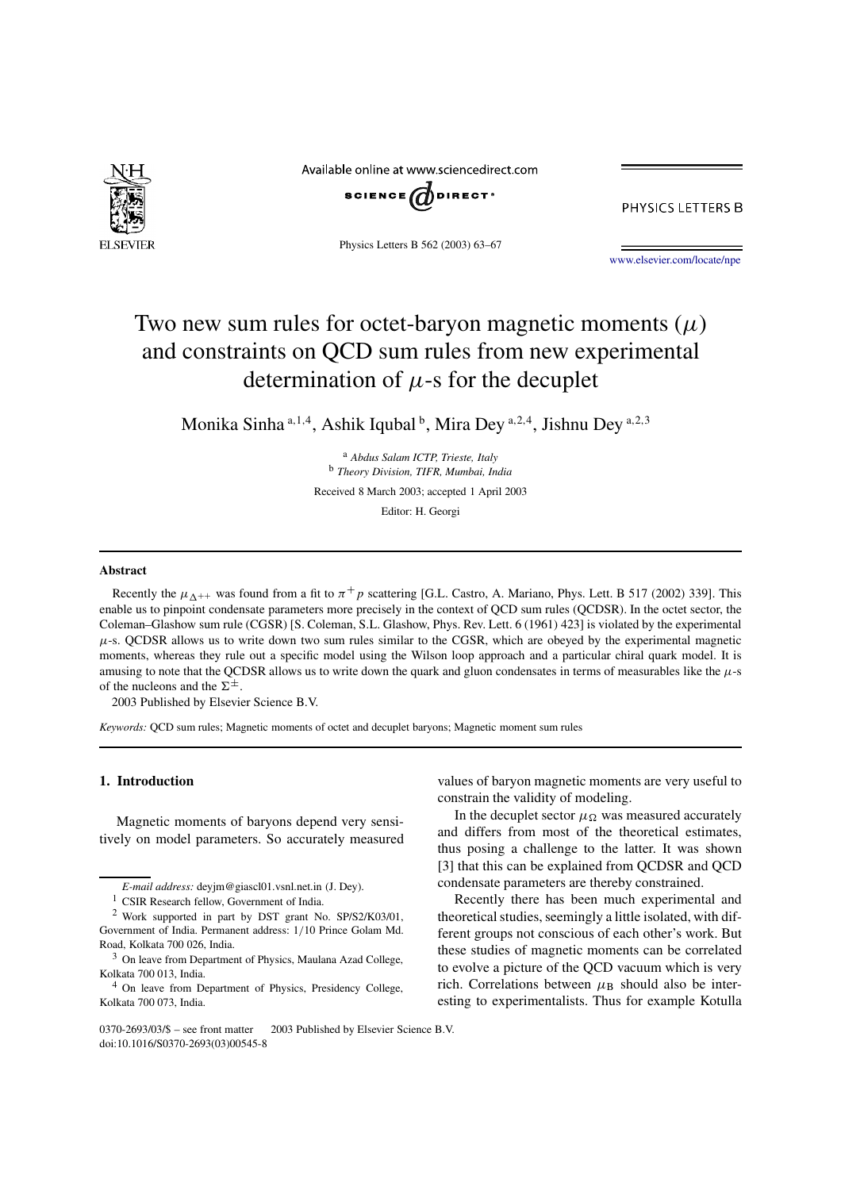# Two new sum rules for octet-baryon magnetic moments ($\mu$) and constraints on QCD sum rules from new experimental determination of $\mu$-s for the decuplet

Monika Sinha [a,1,4], Ashik Iqubal [b], Mira Dey [a,2,4], Jishnu Dey [a,2,3]

[a] *Abdus Salam ICTP, Trieste, Italy*
[b] *Theory Division, TIFR, Mumbai, India*

Received 8 March 2003; accepted 1 April 2003

Editor: H. Georgi

## Abstract

Recently the $\mu_{\Delta^{++}}$ was found from a fit to $\pi^+ p$ scattering [G.L. Castro, A. Mariano, Phys. Lett. B 517 (2002) 339]. This enable us to pinpoint condensate parameters more precisely in the context of QCD sum rules (QCDSR). In the octet sector, the Coleman–Glashow sum rule (CGSR) [S. Coleman, S.L. Glashow, Phys. Rev. Lett. 6 (1961) 423] is violated by the experimental $\mu$-s. QCDSR allows us to write down two sum rules similar to the CGSR, which are obeyed by the experimental magnetic moments, whereas they rule out a specific model using the Wilson loop approach and a particular chiral quark model. It is amusing to note that the QCDSR allows us to write down the quark and gluon condensates in terms of measurables like the $\mu$-s of the nucleons and the $\Sigma^{\pm}$.

2003 Published by Elsevier Science B.V.

*Keywords:* QCD sum rules; Magnetic moments of octet and decuplet baryons; Magnetic moment sum rules

## 1. Introduction

Magnetic moments of baryons depend very sensitively on model parameters. So accurately measured values of baryon magnetic moments are very useful to constrain the validity of modeling.

In the decuplet sector $\mu_{\Omega}$ was measured accurately and differs from most of the theoretical estimates, thus posing a challenge to the latter. It was shown [3] that this can be explained from QCDSR and QCD condensate parameters are thereby constrained.

Recently there has been much experimental and theoretical studies, seemingly a little isolated, with different groups not conscious of each other's work. But these studies of magnetic moments can be correlated to evolve a picture of the QCD vacuum which is very rich. Correlations between $\mu_{\mathrm{B}}$ should also be interesting to experimentalists. Thus for example Kotulla

---

*E-mail address:* deyjm@giascl01.vsnl.net.in (J. Dey).

[1] CSIR Research fellow, Government of India.

[2] Work supported in part by DST grant No. SP/S2/K03/01, Government of India. Permanent address: 1/10 Prince Golam Md. Road, Kolkata 700 026, India.

[3] On leave from Department of Physics, Maulana Azad College, Kolkata 700 013, India.

[4] On leave from Department of Physics, Presidency College, Kolkata 700 073, India.

0370-2693/03/\$ – see front matter 2003 Published by Elsevier Science B.V.
doi:10.1016/S0370-2693(03)00545-8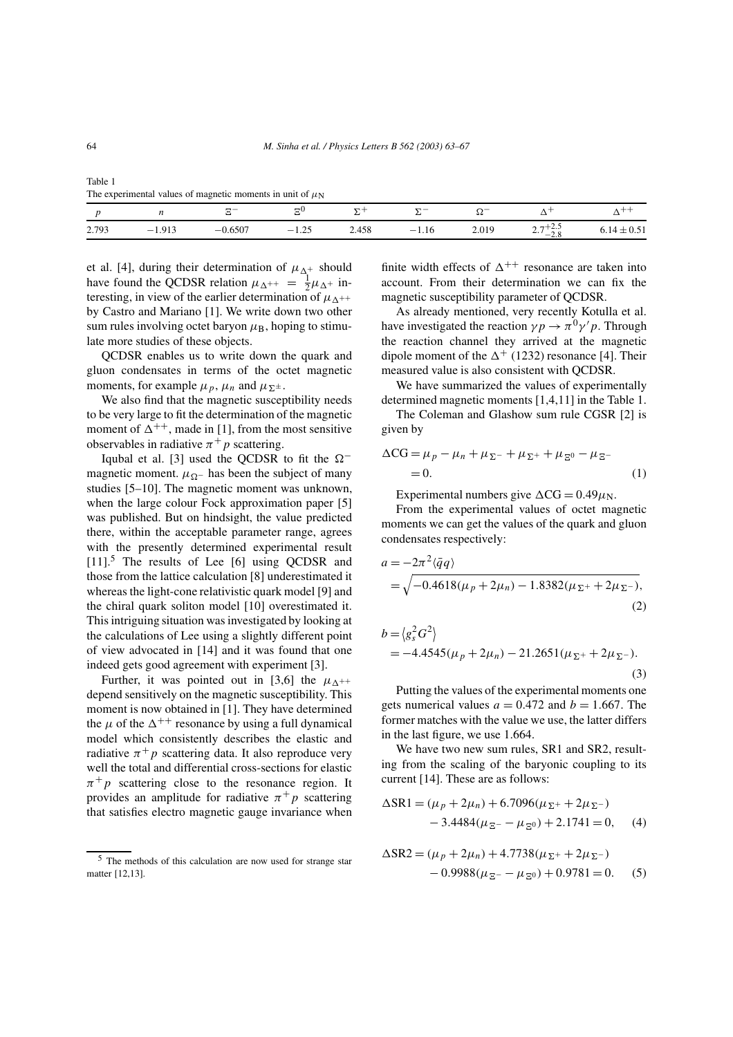Table 1
The experimental values of magnetic moments in unit of $\mu_N$

| $p$ | $n$ | $\Xi^-$ | $\Xi^0$ | $\Sigma^+$ | $\Sigma^-$ | $\Omega^-$ | $\Delta^+$ | $\Delta^{++}$ |
|---|---|---|---|---|---|---|---|---|
| 2.793 | −1.913 | −0.6507 | −1.25 | 2.458 | −1.16 | 2.019 | $2.7^{+2.5}_{-2.8}$ | $6.14 \pm 0.51$ |

et al. [4], during their determination of $\mu_{\Delta^+}$ should have found the QCDSR relation $\mu_{\Delta^{++}} = \frac{1}{2}\mu_{\Delta^+}$ interesting, in view of the earlier determination of $\mu_{\Delta^{++}}$ by Castro and Mariano [1]. We write down two other sum rules involving octet baryon $\mu_B$, hoping to stimulate more studies of these objects.

QCDSR enables us to write down the quark and gluon condensates in terms of the octet magnetic moments, for example $\mu_p$, $\mu_n$ and $\mu_{\Sigma^\pm}$.

We also find that the magnetic susceptibility needs to be very large to fit the determination of the magnetic moment of $\Delta^{++}$, made in [1], from the most sensitive observables in radiative $\pi^+ p$ scattering.

Iqubal et al. [3] used the QCDSR to fit the $\Omega^-$ magnetic moment. $\mu_{\Omega^-}$ has been the subject of many studies [5–10]. The magnetic moment was unknown, when the large colour Fock approximation paper [5] was published. But on hindsight, the value predicted there, within the acceptable parameter range, agrees with the presently determined experimental result [11].[5] The results of Lee [6] using QCDSR and those from the lattice calculation [8] underestimated it whereas the light-cone relativistic quark model [9] and the chiral quark soliton model [10] overestimated it. This intriguing situation was investigated by looking at the calculations of Lee using a slightly different point of view advocated in [14] and it was found that one indeed gets good agreement with experiment [3].

Further, it was pointed out in [3,6] the $\mu_{\Delta^{++}}$ depend sensitively on the magnetic susceptibility. This moment is now obtained in [1]. They have determined the $\mu$ of the $\Delta^{++}$ resonance by using a full dynamical model which consistently describes the elastic and radiative $\pi^+ p$ scattering data. It also reproduce very well the total and differential cross-sections for elastic $\pi^+ p$ scattering close to the resonance region. It provides an amplitude for radiative $\pi^+ p$ scattering that satisfies electro magnetic gauge invariance when finite width effects of $\Delta^{++}$ resonance are taken into account. From their determination we can fix the magnetic susceptibility parameter of QCDSR.

As already mentioned, very recently Kotulla et al. have investigated the reaction $\gamma p \to \pi^0 \gamma' p$. Through the reaction channel they arrived at the magnetic dipole moment of the $\Delta^+$ (1232) resonance [4]. Their measured value is also consistent with QCDSR.

We have summarized the values of experimentally determined magnetic moments [1,4,11] in the Table 1.

The Coleman and Glashow sum rule CGSR [2] is given by

$$\Delta\mathrm{CG} = \mu_p - \mu_n + \mu_{\Sigma^-} + \mu_{\Sigma^+} + \mu_{\Xi^0} - \mu_{\Xi^-} = 0. \tag{1}$$

Experimental numbers give $\Delta\mathrm{CG} = 0.49\mu_N$.

From the experimental values of octet magnetic moments we can get the values of the quark and gluon condensates respectively:

$$a = -2\pi^2\langle\bar{q}q\rangle = \sqrt{-0.4618(\mu_p + 2\mu_n) - 1.8382(\mu_{\Sigma^+} + 2\mu_{\Sigma^-})}, \tag{2}$$

$$b = \langle g_s^2 G^2\rangle = -4.4545(\mu_p + 2\mu_n) - 21.2651(\mu_{\Sigma^+} + 2\mu_{\Sigma^-}). \tag{3}$$

Putting the values of the experimental moments one gets numerical values $a = 0.472$ and $b = 1.667$. The former matches with the value we use, the latter differs in the last figure, we use 1.664.

We have two new sum rules, SR1 and SR2, resulting from the scaling of the baryonic coupling to its current [14]. These are as follows:

$$\Delta\mathrm{SR1} = (\mu_p + 2\mu_n) + 6.7096(\mu_{\Sigma^+} + 2\mu_{\Sigma^-}) - 3.4484(\mu_{\Xi^-} - \mu_{\Xi^0}) + 2.1741 = 0, \tag{4}$$

$$\Delta\mathrm{SR2} = (\mu_p + 2\mu_n) + 4.7738(\mu_{\Sigma^+} + 2\mu_{\Sigma^-}) - 0.9988(\mu_{\Xi^-} - \mu_{\Xi^0}) + 0.9781 = 0. \tag{5}$$

[5] The methods of this calculation are now used for strange star matter [12,13].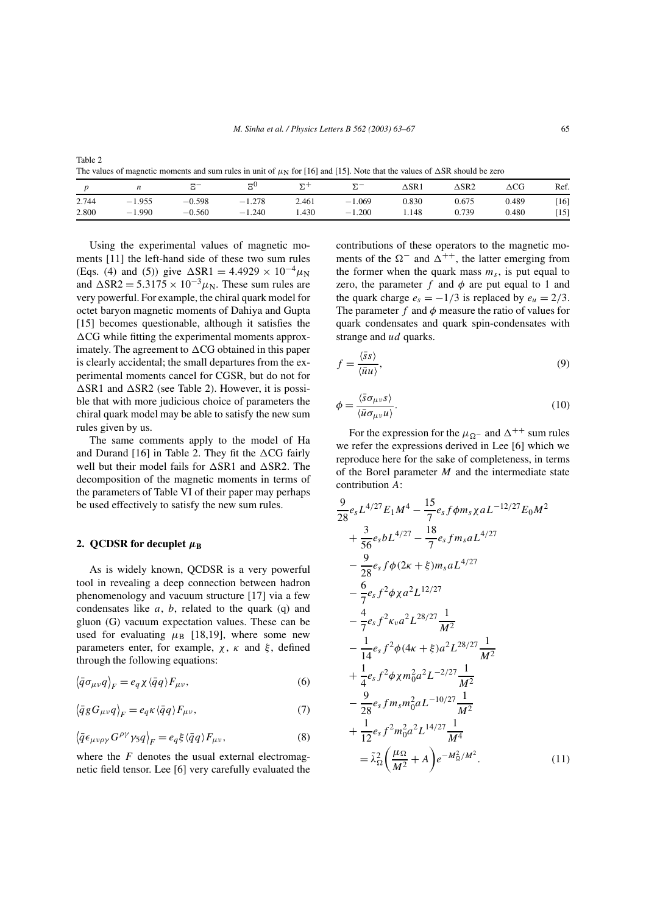Table 2
The values of magnetic moments and sum rules in unit of $\mu_N$ for [16] and [15]. Note that the values of $\Delta$SR should be zero

| $p$ | $n$ | $\Xi^-$ | $\Xi^0$ | $\Sigma^+$ | $\Sigma^-$ | $\Delta$SR1 | $\Delta$SR2 | $\Delta$CG | Ref. |
|---|---|---|---|---|---|---|---|---|---|
| 2.744 | −1.955 | −0.598 | −1.278 | 2.461 | −1.069 | 0.830 | 0.675 | 0.489 | [16] |
| 2.800 | −1.990 | −0.560 | −1.240 | 1.430 | −1.200 | 1.148 | 0.739 | 0.480 | [15] |

Using the experimental values of magnetic moments [11] the left-hand side of these two sum rules (Eqs. (4) and (5)) give $\Delta\text{SR1} = 4.4929 \times 10^{-4}\mu_N$ and $\Delta\text{SR2} = 5.3175 \times 10^{-3}\mu_N$. These sum rules are very powerful. For example, the chiral quark model for octet baryon magnetic moments of Dahiya and Gupta [15] becomes questionable, although it satisfies the $\Delta$CG while fitting the experimental moments approximately. The agreement to $\Delta$CG obtained in this paper is clearly accidental; the small departures from the experimental moments cancel for CGSR, but do not for $\Delta$SR1 and $\Delta$SR2 (see Table 2). However, it is possible that with more judicious choice of parameters the chiral quark model may be able to satisfy the new sum rules given by us.

The same comments apply to the model of Ha and Durand [16] in Table 2. They fit the $\Delta$CG fairly well but their model fails for $\Delta$SR1 and $\Delta$SR2. The decomposition of the magnetic moments in terms of the parameters of Table VI of their paper may perhaps be used effectively to satisfy the new sum rules.

## 2. QCDSR for decuplet $\mu_B$

As is widely known, QCDSR is a very powerful tool in revealing a deep connection between hadron phenomenology and vacuum structure [17] via a few condensates like $a$, $b$, related to the quark (q) and gluon (G) vacuum expectation values. These can be used for evaluating $\mu_B$ [18,19], where some new parameters enter, for example, $\chi$, $\kappa$ and $\xi$, defined through the following equations:

$$\langle \bar{q}\sigma_{\mu\nu}q\rangle_F = e_q \chi \langle \bar{q}q\rangle F_{\mu\nu}, \tag{6}$$

$$\langle \bar{q}gG_{\mu\nu}q\rangle_F = e_q \kappa \langle \bar{q}q\rangle F_{\mu\nu}, \tag{7}$$

$$\langle \bar{q}\epsilon_{\mu\nu\rho\gamma}G^{\rho\gamma}\gamma_5 q\rangle_F = e_q \xi \langle \bar{q}q\rangle F_{\mu\nu}, \tag{8}$$

where the $F$ denotes the usual external electromagnetic field tensor. Lee [6] very carefully evaluated the contributions of these operators to the magnetic moments of the $\Omega^-$ and $\Delta^{++}$, the latter emerging from the former when the quark mass $m_s$, is put equal to zero, the parameter $f$ and $\phi$ are put equal to 1 and the quark charge $e_s = -1/3$ is replaced by $e_u = 2/3$. The parameter $f$ and $\phi$ measure the ratio of values for quark condensates and quark spin-condensates with strange and $ud$ quarks.

$$f = \frac{\langle \bar{s}s\rangle}{\langle \bar{u}u\rangle}, \tag{9}$$

$$\phi = \frac{\langle \bar{s}\sigma_{\mu\nu}s\rangle}{\langle \bar{u}\sigma_{\mu\nu}u\rangle}. \tag{10}$$

For the expression for the $\mu_{\Omega^-}$ and $\Delta^{++}$ sum rules we refer the expressions derived in Lee [6] which we reproduce here for the sake of completeness, in terms of the Borel parameter $M$ and the intermediate state contribution $A$:

$$\begin{aligned}
&\frac{9}{28}e_s L^{4/27} E_1 M^4 - \frac{15}{7} e_s f\phi m_s \chi a L^{-12/27} E_0 M^2 \\
&+ \frac{3}{56} e_s b L^{4/27} - \frac{18}{7} e_s f m_s a L^{4/27} \\
&- \frac{9}{28} e_s f\phi(2\kappa + \xi) m_s a L^{4/27} \\
&- \frac{6}{7} e_s f^2 \phi \chi a^2 L^{12/27} \\
&- \frac{4}{7} e_s f^2 \kappa_v a^2 L^{28/27} \frac{1}{M^2} \\
&- \frac{1}{14} e_s f^2 \phi(4\kappa + \xi) a^2 L^{28/27} \frac{1}{M^2} \\
&+ \frac{1}{4} e_s f^2 \phi \chi m_0^2 a^2 L^{-2/27} \frac{1}{M^2} \\
&- \frac{9}{28} e_s f m_s m_0^2 a L^{-10/27} \frac{1}{M^2} \\
&+ \frac{1}{12} e_s f^2 m_0^2 a^2 L^{14/27} \frac{1}{M^4} \\
&= \tilde{\lambda}_\Omega^2 \left( \frac{\mu_\Omega}{M^2} + A \right) e^{-M_\Omega^2/M^2}.
\end{aligned} \tag{11}$$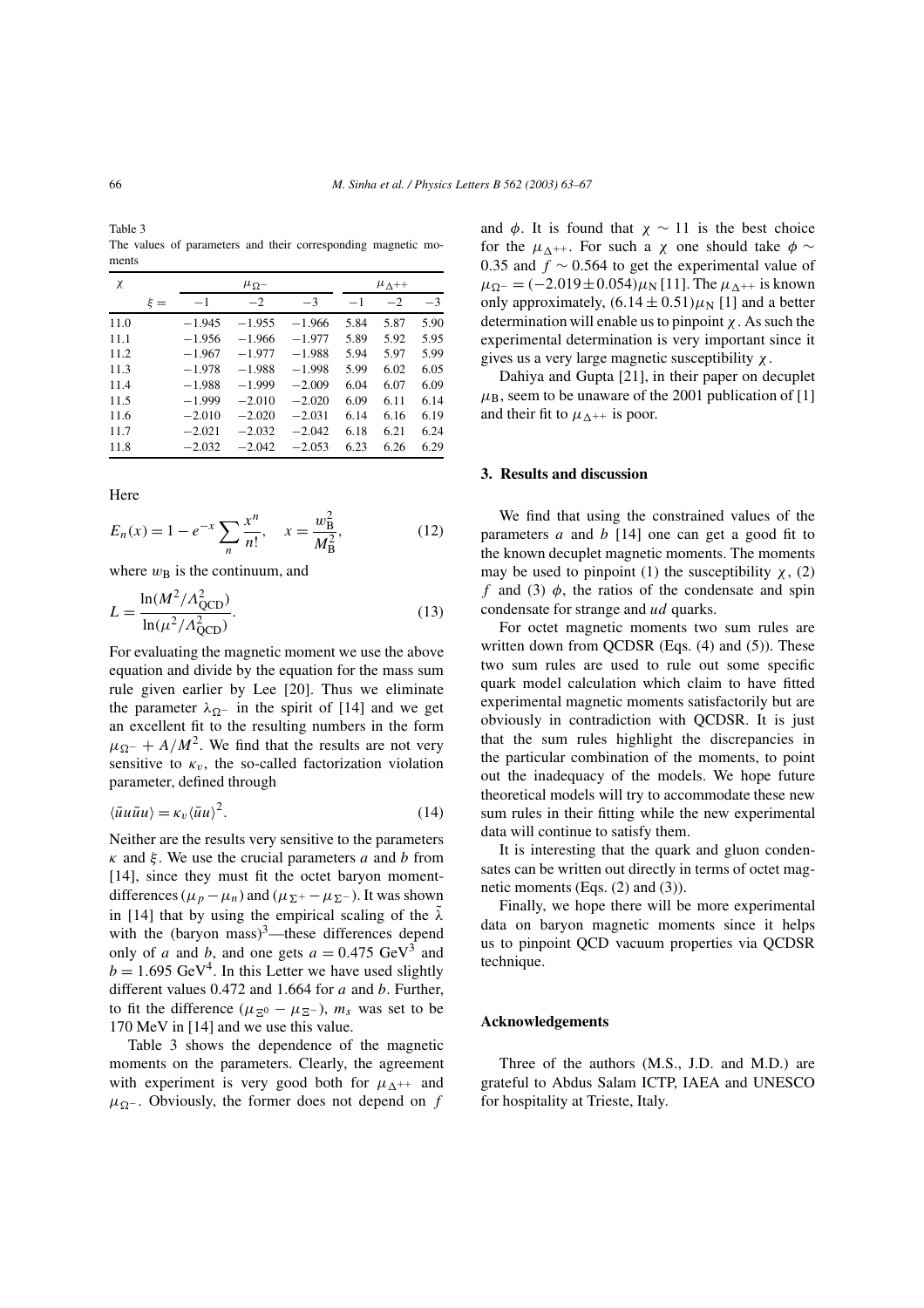Table 3
The values of parameters and their corresponding magnetic moments

| $\chi$ | | $\mu_{\Omega^-}$ | | | $\mu_{\Delta^{++}}$ | |
|---|---|---|---|---|---|---|
| $\xi =$ | $-1$ | $-2$ | $-3$ | $-1$ | $-2$ | $-3$ |
| 11.0 | $-1.945$ | $-1.955$ | $-1.966$ | 5.84 | 5.87 | 5.90 |
| 11.1 | $-1.956$ | $-1.966$ | $-1.977$ | 5.89 | 5.92 | 5.95 |
| 11.2 | $-1.967$ | $-1.977$ | $-1.988$ | 5.94 | 5.97 | 5.99 |
| 11.3 | $-1.978$ | $-1.988$ | $-1.998$ | 5.99 | 6.02 | 6.05 |
| 11.4 | $-1.988$ | $-1.999$ | $-2.009$ | 6.04 | 6.07 | 6.09 |
| 11.5 | $-1.999$ | $-2.010$ | $-2.020$ | 6.09 | 6.11 | 6.14 |
| 11.6 | $-2.010$ | $-2.020$ | $-2.031$ | 6.14 | 6.16 | 6.19 |
| 11.7 | $-2.021$ | $-2.032$ | $-2.042$ | 6.18 | 6.21 | 6.24 |
| 11.8 | $-2.032$ | $-2.042$ | $-2.053$ | 6.23 | 6.26 | 6.29 |

Here

$$E_n(x) = 1 - e^{-x} \sum_n \frac{x^n}{n!}, \quad x = \frac{w_B^2}{M_B^2}, \tag{12}$$

where $w_B$ is the continuum, and

$$L = \frac{\ln(M^2/\Lambda_{QCD}^2)}{\ln(\mu^2/\Lambda_{QCD}^2)}. \tag{13}$$

For evaluating the magnetic moment we use the above equation and divide by the equation for the mass sum rule given earlier by Lee [20]. Thus we eliminate the parameter $\lambda_{\Omega^-}$ in the spirit of [14] and we get an excellent fit to the resulting numbers in the form $\mu_{\Omega^-} + A/M^2$. We find that the results are not very sensitive to $\kappa_v$, the so-called factorization violation parameter, defined through

$$\langle \bar{u}u\bar{u}u \rangle = \kappa_v \langle \bar{u}u \rangle^2. \tag{14}$$

Neither are the results very sensitive to the parameters $\kappa$ and $\xi$. We use the crucial parameters $a$ and $b$ from [14], since they must fit the octet baryon moment-differences ($\mu_p - \mu_n$) and ($\mu_{\Sigma^+} - \mu_{\Sigma^-}$). It was shown in [14] that by using the empirical scaling of the $\tilde{\lambda}$ with the (baryon mass)$^3$—these differences depend only of $a$ and $b$, and one gets $a = 0.475$ GeV$^3$ and $b = 1.695$ GeV$^4$. In this Letter we have used slightly different values 0.472 and 1.664 for $a$ and $b$. Further, to fit the difference ($\mu_{\Xi^0} - \mu_{\Xi^-}$), $m_s$ was set to be 170 MeV in [14] and we use this value.

Table 3 shows the dependence of the magnetic moments on the parameters. Clearly, the agreement with experiment is very good both for $\mu_{\Delta^{++}}$ and $\mu_{\Omega^-}$. Obviously, the former does not depend on $f$ and $\phi$. It is found that $\chi \sim 11$ is the best choice for the $\mu_{\Delta^{++}}$. For such a $\chi$ one should take $\phi \sim 0.35$ and $f \sim 0.564$ to get the experimental value of $\mu_{\Omega^-} = (-2.019 \pm 0.054)\mu_N$ [11]. The $\mu_{\Delta^{++}}$ is known only approximately, $(6.14 \pm 0.51)\mu_N$ [1] and a better determination will enable us to pinpoint $\chi$. As such the experimental determination is very important since it gives us a very large magnetic susceptibility $\chi$.

Dahiya and Gupta [21], in their paper on decuplet $\mu_B$, seem to be unaware of the 2001 publication of [1] and their fit to $\mu_{\Delta^{++}}$ is poor.

## 3. Results and discussion

We find that using the constrained values of the parameters $a$ and $b$ [14] one can get a good fit to the known decuplet magnetic moments. The moments may be used to pinpoint (1) the susceptibility $\chi$, (2) $f$ and (3) $\phi$, the ratios of the condensate and spin condensate for strange and $ud$ quarks.

For octet magnetic moments two sum rules are written down from QCDSR (Eqs. (4) and (5)). These two sum rules are used to rule out some specific quark model calculation which claim to have fitted experimental magnetic moments satisfactorily but are obviously in contradiction with QCDSR. It is just that the sum rules highlight the discrepancies in the particular combination of the moments, to point out the inadequacy of the models. We hope future theoretical models will try to accommodate these new sum rules in their fitting while the new experimental data will continue to satisfy them.

It is interesting that the quark and gluon condensates can be written out directly in terms of octet magnetic moments (Eqs. (2) and (3)).

Finally, we hope there will be more experimental data on baryon magnetic moments since it helps us to pinpoint QCD vacuum properties via QCDSR technique.

## Acknowledgements

Three of the authors (M.S., J.D. and M.D.) are grateful to Abdus Salam ICTP, IAEA and UNESCO for hospitality at Trieste, Italy.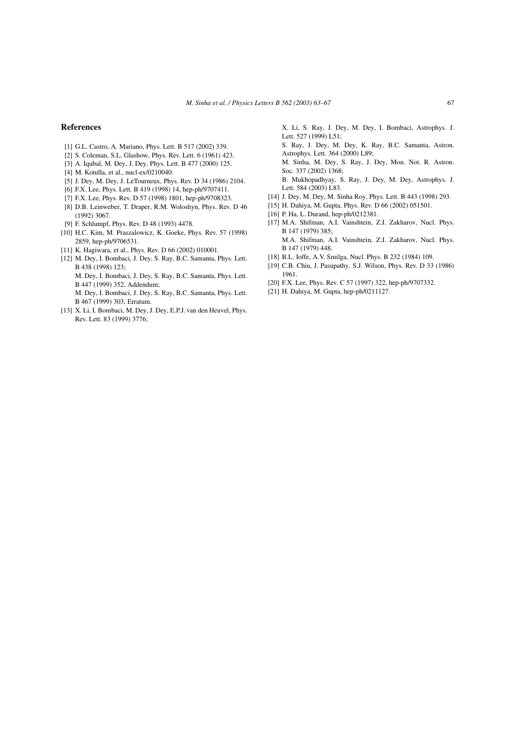## References

[1] G.L. Castro, A. Mariano, Phys. Lett. B 517 (2002) 339.

[2] S. Coleman, S.L. Glashow, Phys. Rev. Lett. 6 (1961) 423.

[3] A. Iqubal, M. Dey, J. Dey, Phys. Lett. B 477 (2000) 125.

[4] M. Kotulla, et al., nucl-ex/0210040.

[5] J. Dey, M. Dey, J. LeTourneux, Phys. Rev. D 34 (1986) 2104.

[6] F.X. Lee, Phys. Lett. B 419 (1998) 14, hep-ph/9707411.

[7] F.X. Lee, Phys. Rev. D 57 (1998) 1801, hep-ph/9708323.

[8] D.B. Leinweber, T. Draper, R.M. Woloshyn, Phys. Rev. D 46 (1992) 3067.

[9] F. Schlumpf, Phys. Rev. D 48 (1993) 4478.

[10] H.C. Kim, M. Praszalowicz, K. Goeke, Phys. Rev. 57 (1998) 2859, hep-ph/9706531.

[11] K. Hagiwara, et al., Phys. Rev. D 66 (2002) 010001.

[12] M. Dey, I. Bombaci, J. Dey, S. Ray, B.C. Samanta, Phys. Lett. B 438 (1998) 123;
M. Dey, I. Bombaci, J. Dey, S. Ray, B.C. Samanta, Phys. Lett. B 447 (1999) 352, Addendum;
M. Dey, I. Bombaci, J. Dey, S. Ray, B.C. Samanta, Phys. Lett. B 467 (1999) 303, Erratum.

[13] X. Li, I. Bombaci, M. Dey, J. Dey, E.P.J. van den Heuvel, Phys. Rev. Lett. 83 (1999) 3776;
X. Li, S. Ray, J. Dey, M. Dey, I. Bombaci, Astrophys. J. Lett. 527 (1999) L51;
S. Ray, J. Dey, M. Dey, K. Ray, B.C. Samanta, Astron. Astrophys. Lett. 364 (2000) L89;
M. Sinha, M. Dey, S. Ray, J. Dey, Mon. Not. R. Astron. Soc. 337 (2002) 1368;
B. Mukhopadhyay, S. Ray, J. Dey, M. Dey, Astrophys. J. Lett. 584 (2003) L83.

[14] J. Dey, M. Dey, M. Sinha Roy, Phys. Lett. B 443 (1998) 293.

[15] H. Dahiya, M. Gupta, Phys. Rev. D 66 (2002) 051501.

[16] P. Ha, L. Durand, hep-ph/0212381.

[17] M.A. Shifman, A.I. Vainshtein, Z.I. Zakharov, Nucl. Phys. B 147 (1979) 385;
M.A. Shifman, A.I. Vainshtein, Z.I. Zakharov, Nucl. Phys. B 147 (1979) 448.

[18] B.L. Ioffe, A.V. Smilga, Nucl. Phys. B 232 (1984) 109.

[19] C.B. Chiu, J. Pasupathy, S.J. Wilson, Phys. Rev. D 33 (1986) 1961.

[20] F.X. Lee, Phys. Rev. C 57 (1997) 322, hep-ph/9707332.

[21] H. Dahiya, M. Gupta, hep-ph/0211127.